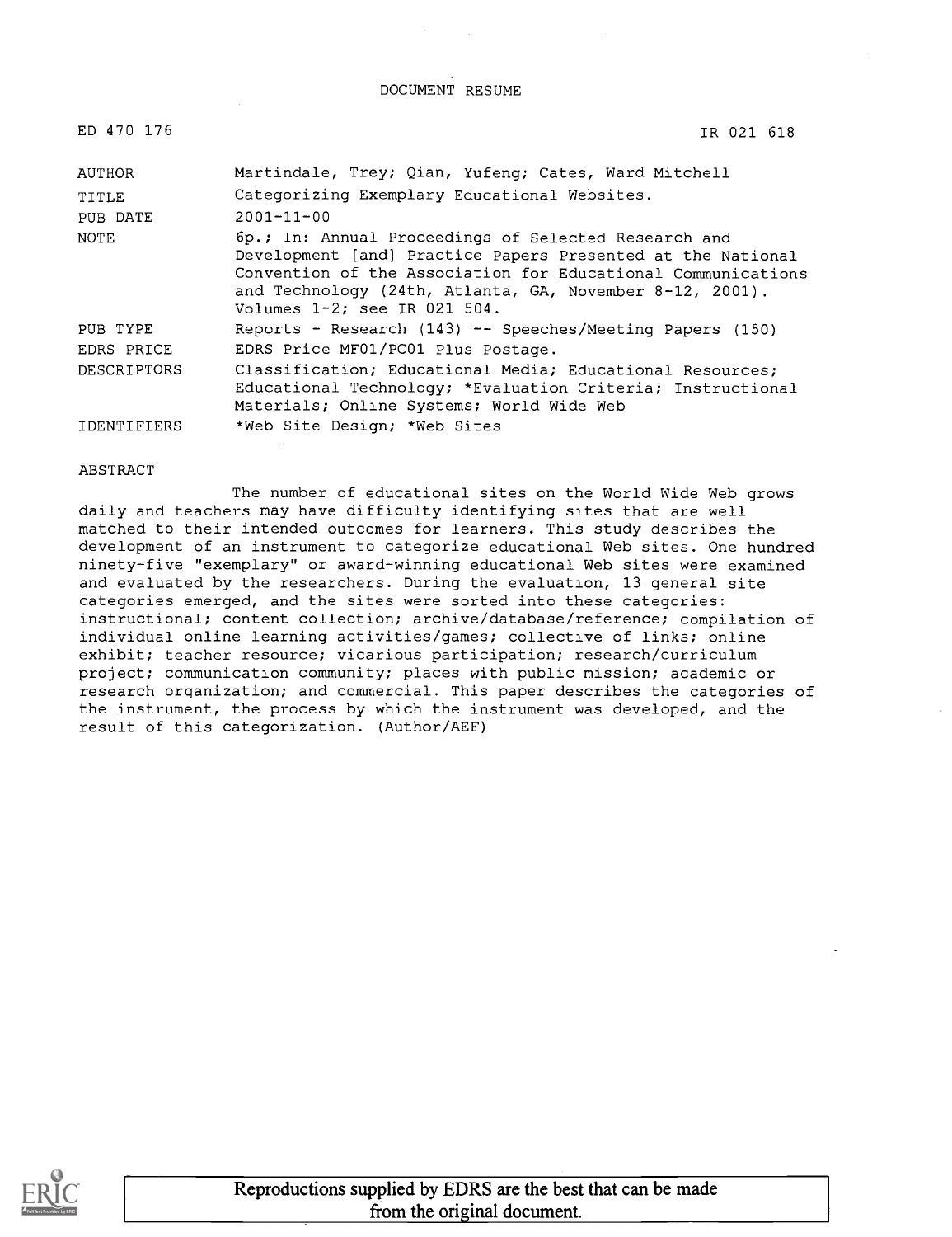DOCUMENT RESUME

| ED 470 176 | IR 021 618 |
|---|---|
| AUTHOR | Martindale, Trey; Qian, Yufeng; Cates, Ward Mitchell |
| TITLE | Categorizing Exemplary Educational Websites. |
| PUB DATE | 2001-11-00 |
| NOTE | 6p.; In: Annual Proceedings of Selected Research and Development [and] Practice Papers Presented at the National Convention of the Association for Educational Communications and Technology (24th, Atlanta, GA, November 8-12, 2001). Volumes 1-2; see IR 021 504. |
| PUB TYPE | Reports - Research (143) -- Speeches/Meeting Papers (150) |
| EDRS PRICE | EDRS Price MF01/PC01 Plus Postage. |
| DESCRIPTORS | Classification; Educational Media; Educational Resources; Educational Technology; *Evaluation Criteria; Instructional Materials; Online Systems; World Wide Web |
| IDENTIFIERS | *Web Site Design; *Web Sites |

ABSTRACT

The number of educational sites on the World Wide Web grows daily and teachers may have difficulty identifying sites that are well matched to their intended outcomes for learners. This study describes the development of an instrument to categorize educational Web sites. One hundred ninety-five "exemplary" or award-winning educational Web sites were examined and evaluated by the researchers. During the evaluation, 13 general site categories emerged, and the sites were sorted into these categories: instructional; content collection; archive/database/reference; compilation of individual online learning activities/games; collective of links; online exhibit; teacher resource; vicarious participation; research/curriculum project; communication community; places with public mission; academic or research organization; and commercial. This paper describes the categories of the instrument, the process by which the instrument was developed, and the result of this categorization. (Author/AEF)

Reproductions supplied by EDRS are the best that can be made from the original document.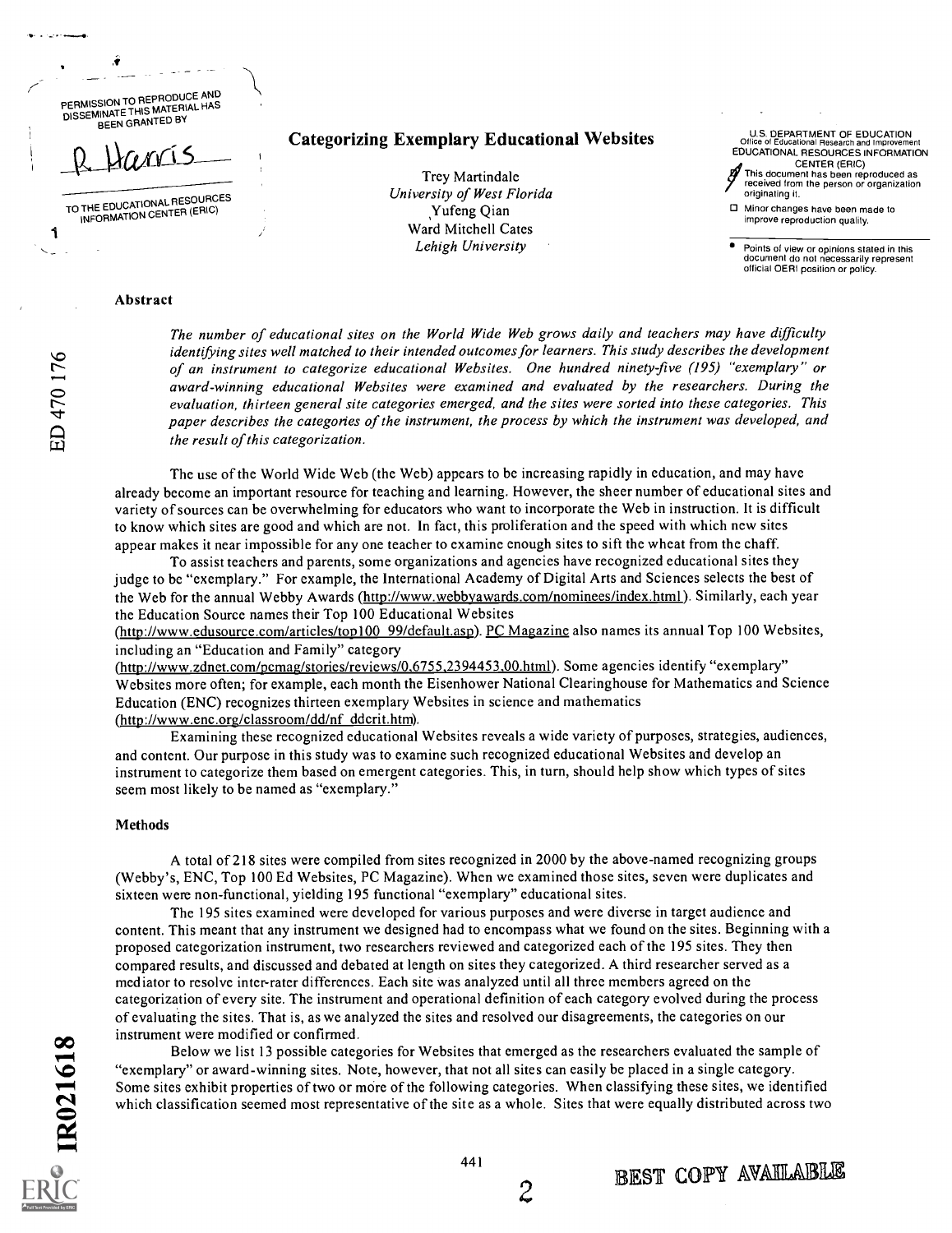# Categorizing Exemplary Educational Websites

Trey Martindale
*University of West Florida*
Yufeng Qian
Ward Mitchell Cates
*Lehigh University*

### Abstract

*The number of educational sites on the World Wide Web grows daily and teachers may have difficulty identifying sites well matched to their intended outcomes for learners. This study describes the development of an instrument to categorize educational Websites. One hundred ninety-five (195) "exemplary" or award-winning educational Websites were examined and evaluated by the researchers. During the evaluation, thirteen general site categories emerged, and the sites were sorted into these categories. This paper describes the categories of the instrument, the process by which the instrument was developed, and the result of this categorization.*

The use of the World Wide Web (the Web) appears to be increasing rapidly in education, and may have already become an important resource for teaching and learning. However, the sheer number of educational sites and variety of sources can be overwhelming for educators who want to incorporate the Web in instruction. It is difficult to know which sites are good and which are not. In fact, this proliferation and the speed with which new sites appear makes it near impossible for any one teacher to examine enough sites to sift the wheat from the chaff.

To assist teachers and parents, some organizations and agencies have recognized educational sites they judge to be "exemplary." For example, the International Academy of Digital Arts and Sciences selects the best of the Web for the annual Webby Awards (http://www.webbyawards.com/nominees/index.html). Similarly, each year the Education Source names their Top 100 Educational Websites (http://www.edusource.com/articles/top100_99/default.asp). PC Magazine also names its annual Top 100 Websites, including an "Education and Family" category (http://www.zdnet.com/pcmag/stories/reviews/0,6755,2394453,00.html). Some agencies identify "exemplary" Websites more often; for example, each month the Eisenhower National Clearinghouse for Mathematics and Science Education (ENC) recognizes thirteen exemplary Websites in science and mathematics (http://www.enc.org/classroom/dd/nf_ddcrit.htm).

Examining these recognized educational Websites reveals a wide variety of purposes, strategies, audiences, and content. Our purpose in this study was to examine such recognized educational Websites and develop an instrument to categorize them based on emergent categories. This, in turn, should help show which types of sites seem most likely to be named as "exemplary."

### Methods

A total of 218 sites were compiled from sites recognized in 2000 by the above-named recognizing groups (Webby's, ENC, Top 100 Ed Websites, PC Magazine). When we examined those sites, seven were duplicates and sixteen were non-functional, yielding 195 functional "exemplary" educational sites.

The 195 sites examined were developed for various purposes and were diverse in target audience and content. This meant that any instrument we designed had to encompass what we found on the sites. Beginning with a proposed categorization instrument, two researchers reviewed and categorized each of the 195 sites. They then compared results, and discussed and debated at length on sites they categorized. A third researcher served as a mediator to resolve inter-rater differences. Each site was analyzed until all three members agreed on the categorization of every site. The instrument and operational definition of each category evolved during the process of evaluating the sites. That is, as we analyzed the sites and resolved our disagreements, the categories on our instrument were modified or confirmed.

Below we list 13 possible categories for Websites that emerged as the researchers evaluated the sample of "exemplary" or award-winning sites. Note, however, that not all sites can easily be placed in a single category. Some sites exhibit properties of two or more of the following categories. When classifying these sites, we identified which classification seemed most representative of the site as a whole. Sites that were equally distributed across two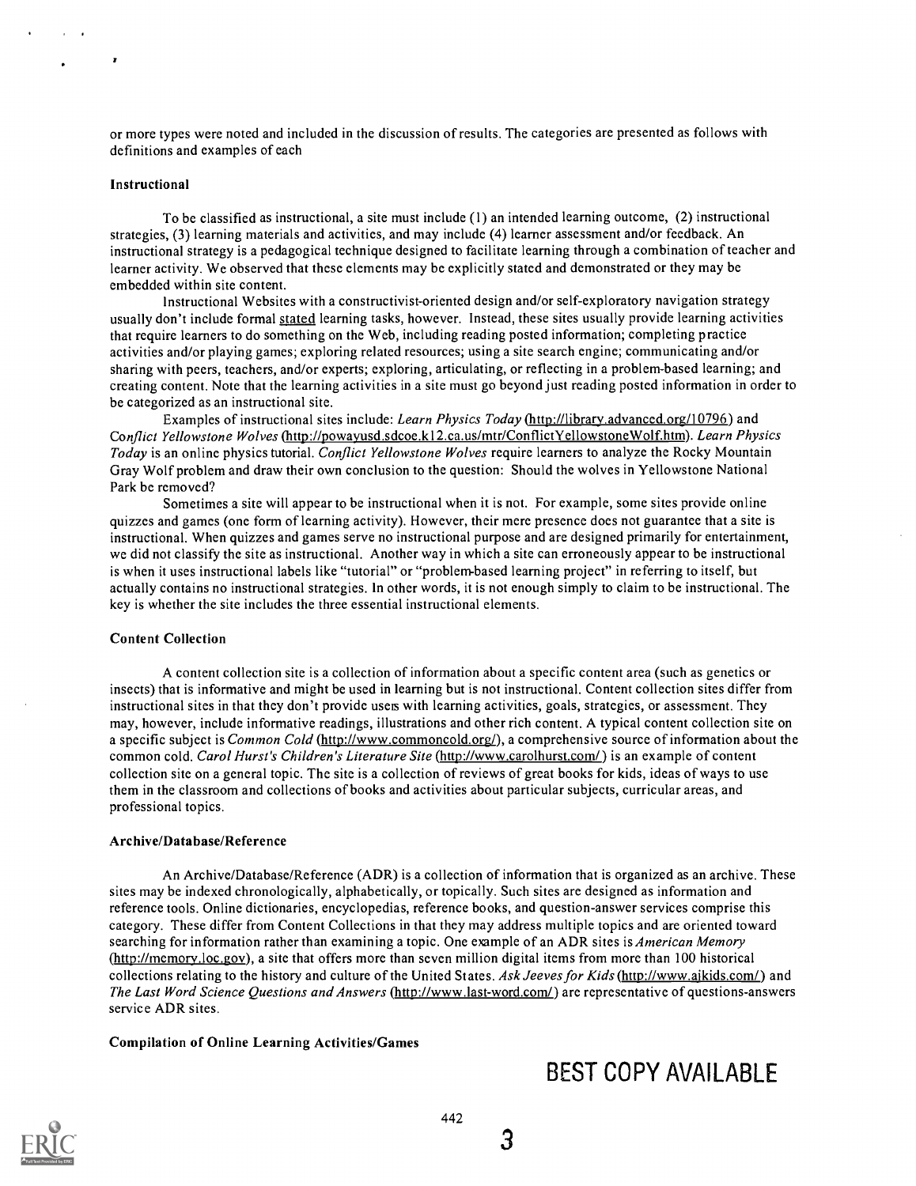or more types were noted and included in the discussion of results. The categories are presented as follows with definitions and examples of each

### Instructional

To be classified as instructional, a site must include (1) an intended learning outcome, (2) instructional strategies, (3) learning materials and activities, and may include (4) learner assessment and/or feedback. An instructional strategy is a pedagogical technique designed to facilitate learning through a combination of teacher and learner activity. We observed that these elements may be explicitly stated and demonstrated or they may be embedded within site content.

Instructional Websites with a constructivist-oriented design and/or self-exploratory navigation strategy usually don't include formal stated learning tasks, however. Instead, these sites usually provide learning activities that require learners to do something on the Web, including reading posted information; completing practice activities and/or playing games; exploring related resources; using a site search engine; communicating and/or sharing with peers, teachers, and/or experts; exploring, articulating, or reflecting in a problem-based learning; and creating content. Note that the learning activities in a site must go beyond just reading posted information in order to be categorized as an instructional site.

Examples of instructional sites include: *Learn Physics Today* (http://library.advanced.org/10796) and *Conflict Yellowstone Wolves* (http://powayusd.sdcoe.k12.ca.us/mtr/ConflictYellowstoneWolf.htm). *Learn Physics Today* is an online physics tutorial. *Conflict Yellowstone Wolves* require learners to analyze the Rocky Mountain Gray Wolf problem and draw their own conclusion to the question: Should the wolves in Yellowstone National Park be removed?

Sometimes a site will appear to be instructional when it is not. For example, some sites provide online quizzes and games (one form of learning activity). However, their mere presence does not guarantee that a site is instructional. When quizzes and games serve no instructional purpose and are designed primarily for entertainment, we did not classify the site as instructional. Another way in which a site can erroneously appear to be instructional is when it uses instructional labels like "tutorial" or "problem-based learning project" in referring to itself, but actually contains no instructional strategies. In other words, it is not enough simply to claim to be instructional. The key is whether the site includes the three essential instructional elements.

### Content Collection

A content collection site is a collection of information about a specific content area (such as genetics or insects) that is informative and might be used in learning but is not instructional. Content collection sites differ from instructional sites in that they don't provide users with learning activities, goals, strategies, or assessment. They may, however, include informative readings, illustrations and other rich content. A typical content collection site on a specific subject is *Common Cold* (http://www.commoncold.org/), a comprehensive source of information about the common cold. *Carol Hurst's Children's Literature Site* (http://www.carolhurst.com/) is an example of content collection site on a general topic. The site is a collection of reviews of great books for kids, ideas of ways to use them in the classroom and collections of books and activities about particular subjects, curricular areas, and professional topics.

### Archive/Database/Reference

An Archive/Database/Reference (ADR) is a collection of information that is organized as an archive. These sites may be indexed chronologically, alphabetically, or topically. Such sites are designed as information and reference tools. Online dictionaries, encyclopedias, reference books, and question-answer services comprise this category. These differ from Content Collections in that they may address multiple topics and are oriented toward searching for information rather than examining a topic. One example of an ADR sites is *American Memory* (http://memory.loc.gov), a site that offers more than seven million digital items from more than 100 historical collections relating to the history and culture of the United States. *Ask Jeeves for Kids* (http://www.ajkids.com/) and *The Last Word Science Questions and Answers* (http://www.last-word.com/) are representative of questions-answers service ADR sites.

### Compilation of Online Learning Activities/Games

BEST COPY AVAILABLE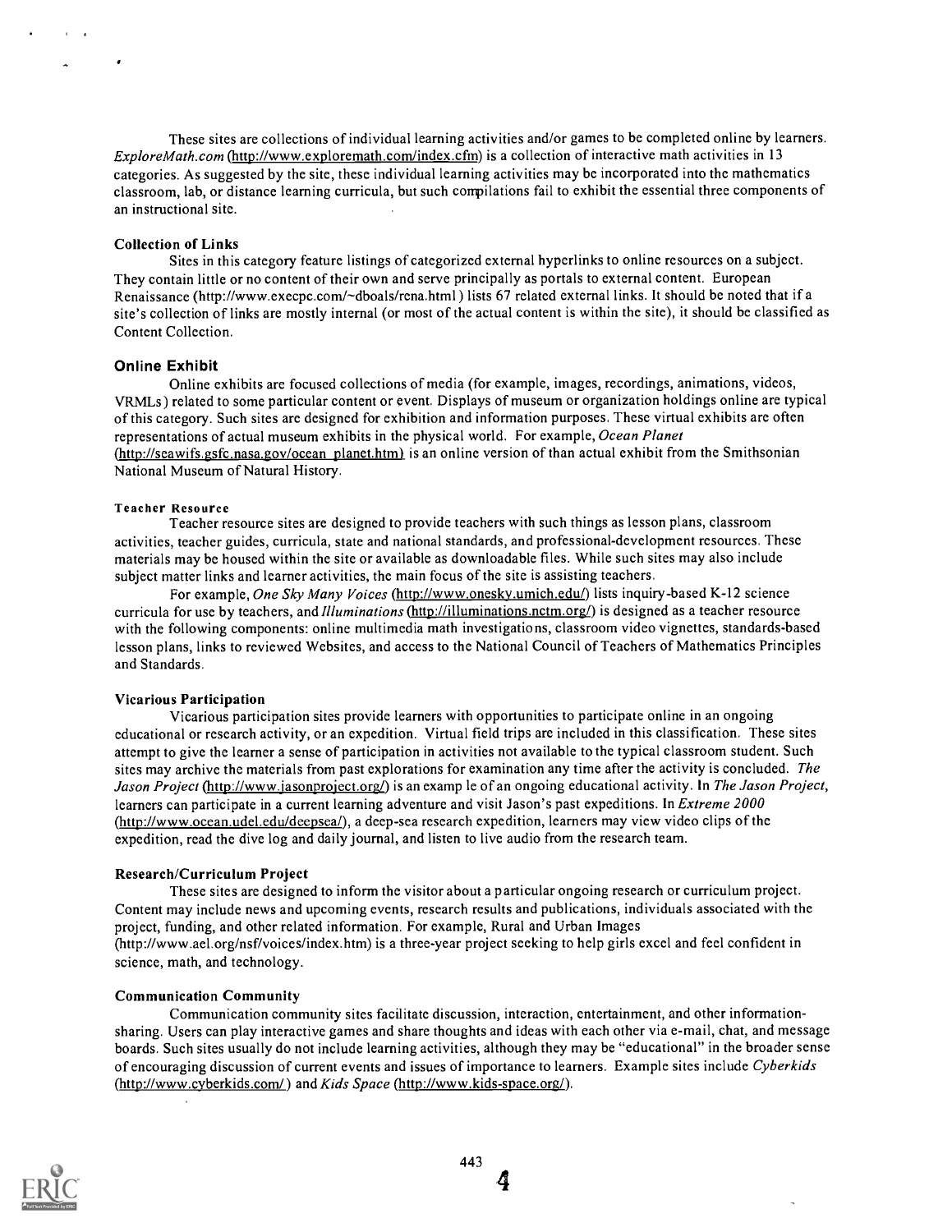These sites are collections of individual learning activities and/or games to be completed online by learners. *ExploreMath.com* (http://www.exploremath.com/index.cfm) is a collection of interactive math activities in 13 categories. As suggested by the site, these individual learning activities may be incorporated into the mathematics classroom, lab, or distance learning curricula, but such compilations fail to exhibit the essential three components of an instructional site.

#### Collection of Links

Sites in this category feature listings of categorized external hyperlinks to online resources on a subject. They contain little or no content of their own and serve principally as portals to external content. European Renaissance (http://www.execpc.com/~dboals/rena.html) lists 67 related external links. It should be noted that if a site's collection of links are mostly internal (or most of the actual content is within the site), it should be classified as Content Collection.

### Online Exhibit

Online exhibits are focused collections of media (for example, images, recordings, animations, videos, VRMLs) related to some particular content or event. Displays of museum or organization holdings online are typical of this category. Such sites are designed for exhibition and information purposes. These virtual exhibits are often representations of actual museum exhibits in the physical world. For example, *Ocean Planet* (http://seawifs.gsfc.nasa.gov/ocean_planet.htm) is an online version of than actual exhibit from the Smithsonian National Museum of Natural History.

#### Teacher Resource

Teacher resource sites are designed to provide teachers with such things as lesson plans, classroom activities, teacher guides, curricula, state and national standards, and professional-development resources. These materials may be housed within the site or available as downloadable files. While such sites may also include subject matter links and learner activities, the main focus of the site is assisting teachers.

For example, *One Sky Many Voices* (http://www.onesky.umich.edu/) lists inquiry-based K-12 science curricula for use by teachers, and *Illuminations* (http://illuminations.nctm.org/) is designed as a teacher resource with the following components: online multimedia math investigations, classroom video vignettes, standards-based lesson plans, links to reviewed Websites, and access to the National Council of Teachers of Mathematics Principles and Standards.

#### Vicarious Participation

Vicarious participation sites provide learners with opportunities to participate online in an ongoing educational or research activity, or an expedition. Virtual field trips are included in this classification. These sites attempt to give the learner a sense of participation in activities not available to the typical classroom student. Such sites may archive the materials from past explorations for examination any time after the activity is concluded. *The Jason Project* (http://www.jasonproject.org/) is an examp le of an ongoing educational activity. In *The Jason Project*, learners can participate in a current learning adventure and visit Jason's past expeditions. In *Extreme 2000* (http://www.ocean.udel.edu/deepsea/), a deep-sea research expedition, learners may view video clips of the expedition, read the dive log and daily journal, and listen to live audio from the research team.

#### Research/Curriculum Project

These sites are designed to inform the visitor about a particular ongoing research or curriculum project. Content may include news and upcoming events, research results and publications, individuals associated with the project, funding, and other related information. For example, Rural and Urban Images (http://www.ael.org/nsf/voices/index.htm) is a three-year project seeking to help girls excel and feel confident in science, math, and technology.

#### Communication Community

Communication community sites facilitate discussion, interaction, entertainment, and other information-sharing. Users can play interactive games and share thoughts and ideas with each other via e-mail, chat, and message boards. Such sites usually do not include learning activities, although they may be "educational" in the broader sense of encouraging discussion of current events and issues of importance to learners. Example sites include *Cyberkids* (http://www.cyberkids.com/) and *Kids Space* (http://www.kids-space.org/).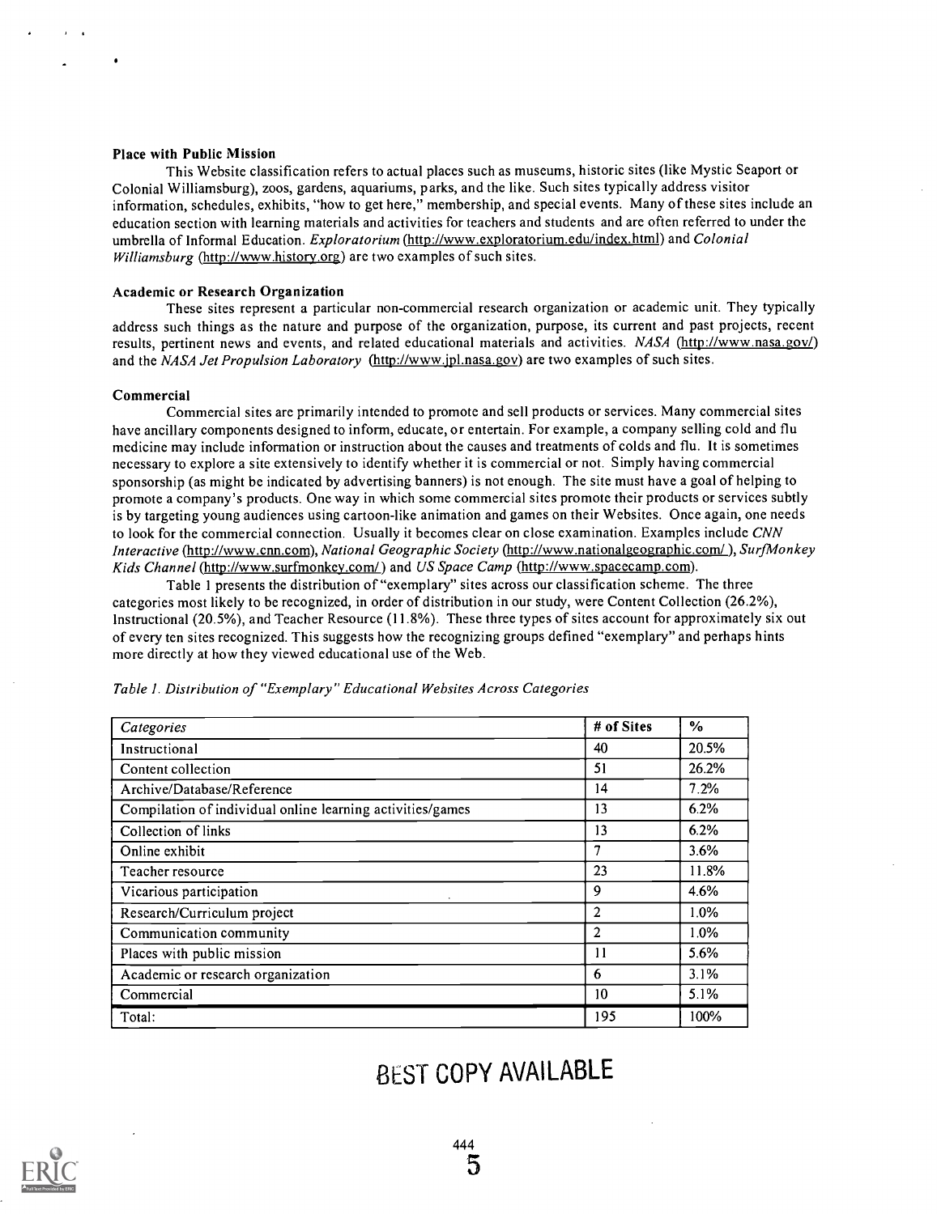### Place with Public Mission

This Website classification refers to actual places such as museums, historic sites (like Mystic Seaport or Colonial Williamsburg), zoos, gardens, aquariums, parks, and the like. Such sites typically address visitor information, schedules, exhibits, "how to get here," membership, and special events. Many of these sites include an education section with learning materials and activities for teachers and students and are often referred to under the umbrella of Informal Education. *Exploratorium* (http://www.exploratorium.edu/index.html) and *Colonial Williamsburg* (http://www.history.org) are two examples of such sites.

### Academic or Research Organization

These sites represent a particular non-commercial research organization or academic unit. They typically address such things as the nature and purpose of the organization, purpose, its current and past projects, recent results, pertinent news and events, and related educational materials and activities. *NASA* (http://www.nasa.gov/) and the *NASA Jet Propulsion Laboratory* (http://www.jpl.nasa.gov) are two examples of such sites.

### Commercial

Commercial sites are primarily intended to promote and sell products or services. Many commercial sites have ancillary components designed to inform, educate, or entertain. For example, a company selling cold and flu medicine may include information or instruction about the causes and treatments of colds and flu. It is sometimes necessary to explore a site extensively to identify whether it is commercial or not. Simply having commercial sponsorship (as might be indicated by advertising banners) is not enough. The site must have a goal of helping to promote a company's products. One way in which some commercial sites promote their products or services subtly is by targeting young audiences using cartoon-like animation and games on their Websites. Once again, one needs to look for the commercial connection. Usually it becomes clear on close examination. Examples include *CNN Interactive* (http://www.cnn.com), *National Geographic Society* (http://www.nationalgeographic.com/), *SurfMonkey Kids Channel* (http://www.surfmonkey.com/) and *US Space Camp* (http://www.spacecamp.com).

Table 1 presents the distribution of "exemplary" sites across our classification scheme. The three categories most likely to be recognized, in order of distribution in our study, were Content Collection (26.2%), Instructional (20.5%), and Teacher Resource (11.8%). These three types of sites account for approximately six out of every ten sites recognized. This suggests how the recognizing groups defined "exemplary" and perhaps hints more directly at how they viewed educational use of the Web.

*Table 1. Distribution of "Exemplary" Educational Websites Across Categories*

| *Categories* | # of Sites | % |
|---|---|---|
| Instructional | 40 | 20.5% |
| Content collection | 51 | 26.2% |
| Archive/Database/Reference | 14 | 7.2% |
| Compilation of individual online learning activities/games | 13 | 6.2% |
| Collection of links | 13 | 6.2% |
| Online exhibit | 7 | 3.6% |
| Teacher resource | 23 | 11.8% |
| Vicarious participation | 9 | 4.6% |
| Research/Curriculum project | 2 | 1.0% |
| Communication community | 2 | 1.0% |
| Places with public mission | 11 | 5.6% |
| Academic or research organization | 6 | 3.1% |
| Commercial | 10 | 5.1% |
| Total: | 195 | 100% |

BEST COPY AVAILABLE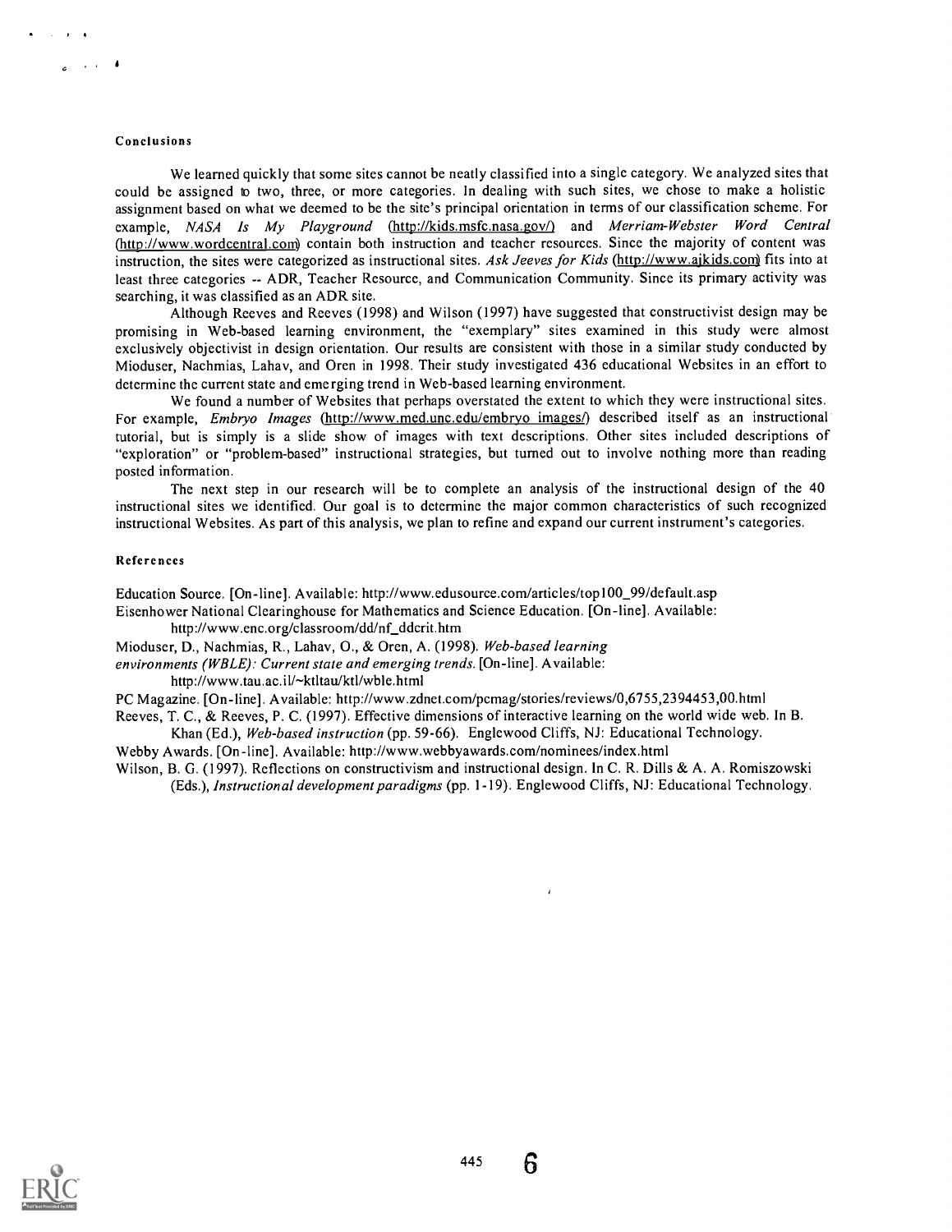### Conclusions

We learned quickly that some sites cannot be neatly classified into a single category. We analyzed sites that could be assigned to two, three, or more categories. In dealing with such sites, we chose to make a holistic assignment based on what we deemed to be the site's principal orientation in terms of our classification scheme. For example, *NASA Is My Playground* (http://kids.msfc.nasa.gov/) and *Merriam-Webster Word Central* (http://www.wordcentral.com) contain both instruction and teacher resources. Since the majority of content was instruction, the sites were categorized as instructional sites. *Ask Jeeves for Kids* (http://www.ajkids.com) fits into at least three categories -- ADR, Teacher Resource, and Communication Community. Since its primary activity was searching, it was classified as an ADR site.

Although Reeves and Reeves (1998) and Wilson (1997) have suggested that constructivist design may be promising in Web-based learning environment, the "exemplary" sites examined in this study were almost exclusively objectivist in design orientation. Our results are consistent with those in a similar study conducted by Mioduser, Nachmias, Lahav, and Oren in 1998. Their study investigated 436 educational Websites in an effort to determine the current state and emerging trend in Web-based learning environment.

We found a number of Websites that perhaps overstated the extent to which they were instructional sites. For example, *Embryo Images* (http://www.med.unc.edu/embryo_images/) described itself as an instructional tutorial, but is simply is a slide show of images with text descriptions. Other sites included descriptions of "exploration" or "problem-based" instructional strategies, but turned out to involve nothing more than reading posted information.

The next step in our research will be to complete an analysis of the instructional design of the 40 instructional sites we identified. Our goal is to determine the major common characteristics of such recognized instructional Websites. As part of this analysis, we plan to refine and expand our current instrument's categories.

### References

Education Source. [On-line]. Available: http://www.edusource.com/articles/top100_99/default.asp

Eisenhower National Clearinghouse for Mathematics and Science Education. [On-line]. Available: http://www.enc.org/classroom/dd/nf_ddcrit.htm

Mioduser, D., Nachmias, R., Lahav, O., & Oren, A. (1998). *Web-based learning environments (WBLE): Current state and emerging trends.* [On-line]. Available: http://www.tau.ac.il/~ktltau/ktl/wble.html

PC Magazine. [On-line]. Available: http://www.zdnet.com/pcmag/stories/reviews/0,6755,2394453,00.html

Reeves, T. C., & Reeves, P. C. (1997). Effective dimensions of interactive learning on the world wide web. In B. Khan (Ed.), *Web-based instruction* (pp. 59-66). Englewood Cliffs, NJ: Educational Technology.

Webby Awards. [On-line]. Available: http://www.webbyawards.com/nominees/index.html

Wilson, B. G. (1997). Reflections on constructivism and instructional design. In C. R. Dills & A. A. Romiszowski (Eds.), *Instructional development paradigms* (pp. 1-19). Englewood Cliffs, NJ: Educational Technology.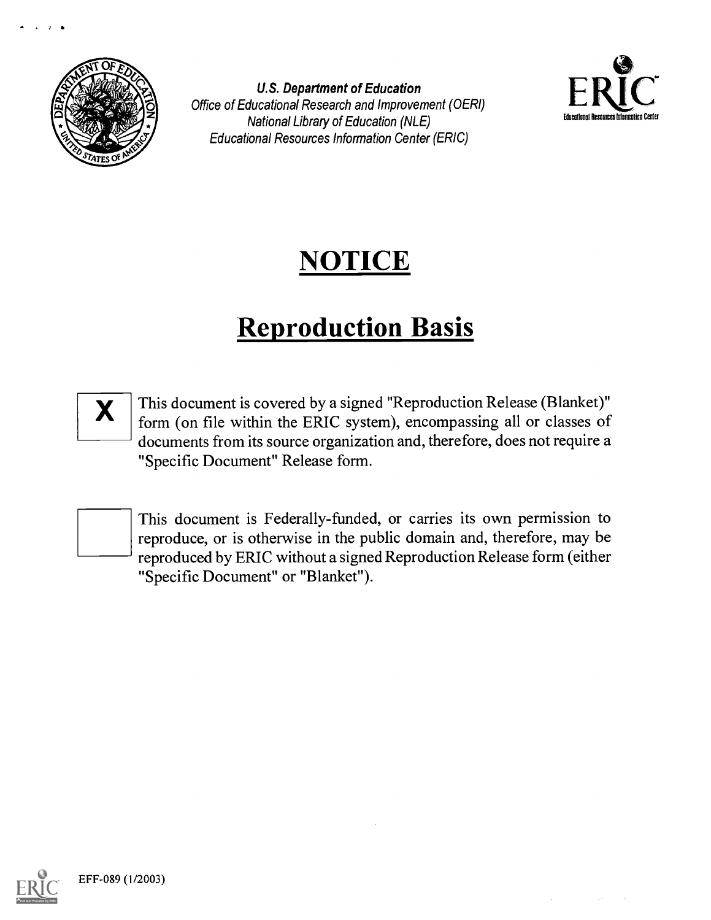**U.S. Department of Education**
*Office of Educational Research and Improvement (OERI)*
*National Library of Education (NLE)*
*Educational Resources Information Center (ERIC)*

# NOTICE

# Reproduction Basis

- [X] This document is covered by a signed "Reproduction Release (Blanket)" form (on file within the ERIC system), encompassing all or classes of documents from its source organization and, therefore, does not require a "Specific Document" Release form.

- [ ] This document is Federally-funded, or carries its own permission to reproduce, or is otherwise in the public domain and, therefore, may be reproduced by ERIC without a signed Reproduction Release form (either "Specific Document" or "Blanket").

EFF-089 (1/2003)